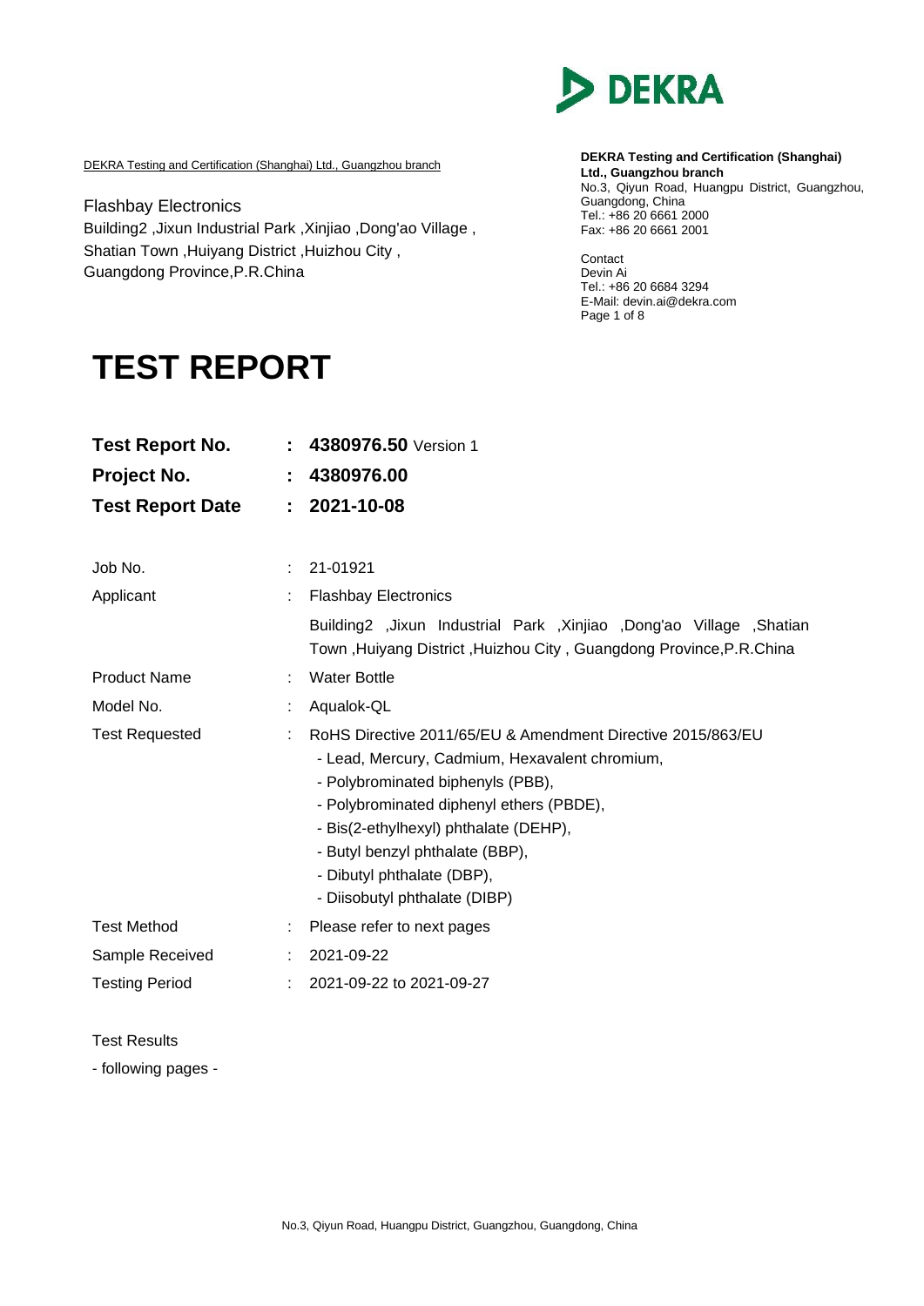DEKRA

DEKRA Testing and Certification (Shanghai) Ltd., Guangzhou branch

Flashbay Electronics
Building2 ,Jixun Industrial Park ,Xinjiao ,Dong'ao Village ,
Shatian Town ,Huiyang District ,Huizhou City ,
Guangdong Province,P.R.China

**DEKRA Testing and Certification (Shanghai) Ltd., Guangzhou branch**
No.3, Qiyun Road, Huangpu District, Guangzhou, Guangdong, China
Tel.: +86 20 6661 2000
Fax: +86 20 6661 2001

Contact
Devin Ai
Tel.: +86 20 6684 3294
E-Mail: devin.ai@dekra.com

# TEST REPORT

| | | |
|---|---|---|
| **Test Report No.** | **:** | **4380976.50** Version 1 |
| **Project No.** | **:** | **4380976.00** |
| **Test Report Date** | **:** | **2021-10-08** |

| | | |
|---|---|---|
| Job No. | : | 21-01921 |
| Applicant | : | Flashbay Electronics<br>Building2 ,Jixun Industrial Park ,Xinjiao ,Dong'ao Village ,Shatian Town ,Huiyang District ,Huizhou City , Guangdong Province,P.R.China |
| Product Name | : | Water Bottle |
| Model No. | : | Aqualok-QL |
| Test Requested | : | RoHS Directive 2011/65/EU & Amendment Directive 2015/863/EU<br>- Lead, Mercury, Cadmium, Hexavalent chromium,<br>- Polybrominated biphenyls (PBB),<br>- Polybrominated diphenyl ethers (PBDE),<br>- Bis(2-ethylhexyl) phthalate (DEHP),<br>- Butyl benzyl phthalate (BBP),<br>- Dibutyl phthalate (DBP),<br>- Diisobutyl phthalate (DIBP) |
| Test Method | : | Please refer to next pages |
| Sample Received | : | 2021-09-22 |
| Testing Period | : | 2021-09-22 to 2021-09-27 |

Test Results

- following pages -

No.3, Qiyun Road, Huangpu District, Guangzhou, Guangdong, China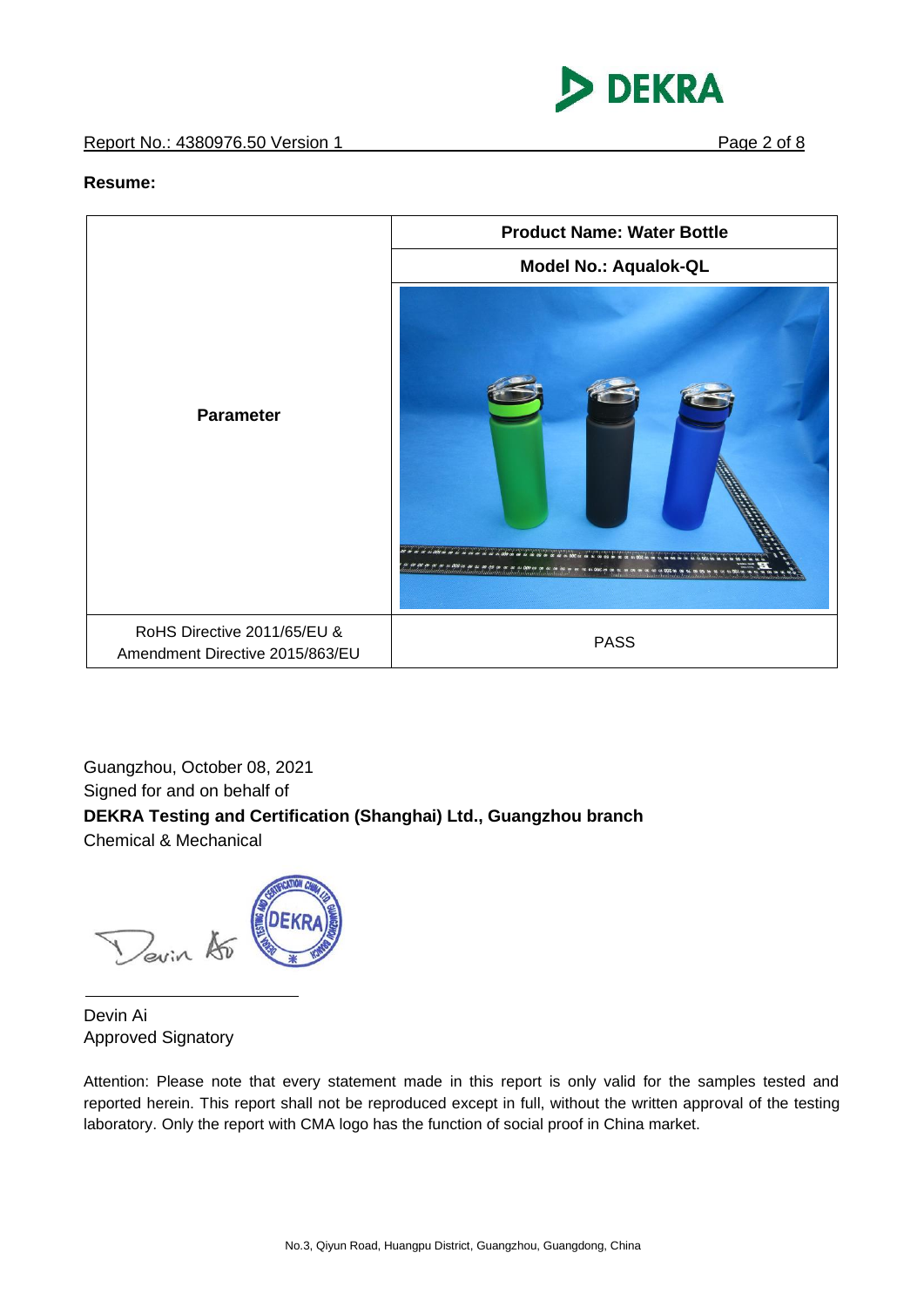**Resume:**

| Parameter | Product Name: Water Bottle |
|---|---|
| | Model No.: Aqualok-QL |
| RoHS Directive 2011/65/EU & Amendment Directive 2015/863/EU | PASS |

Guangzhou, October 08, 2021
Signed for and on behalf of
**DEKRA Testing and Certification (Shanghai) Ltd., Guangzhou branch**
Chemical & Mechanical

Devin Ai
Approved Signatory

Attention: Please note that every statement made in this report is only valid for the samples tested and reported herein. This report shall not be reproduced except in full, without the written approval of the testing laboratory. Only the report with CMA logo has the function of social proof in China market.

No.3, Qiyun Road, Huangpu District, Guangzhou, Guangdong, China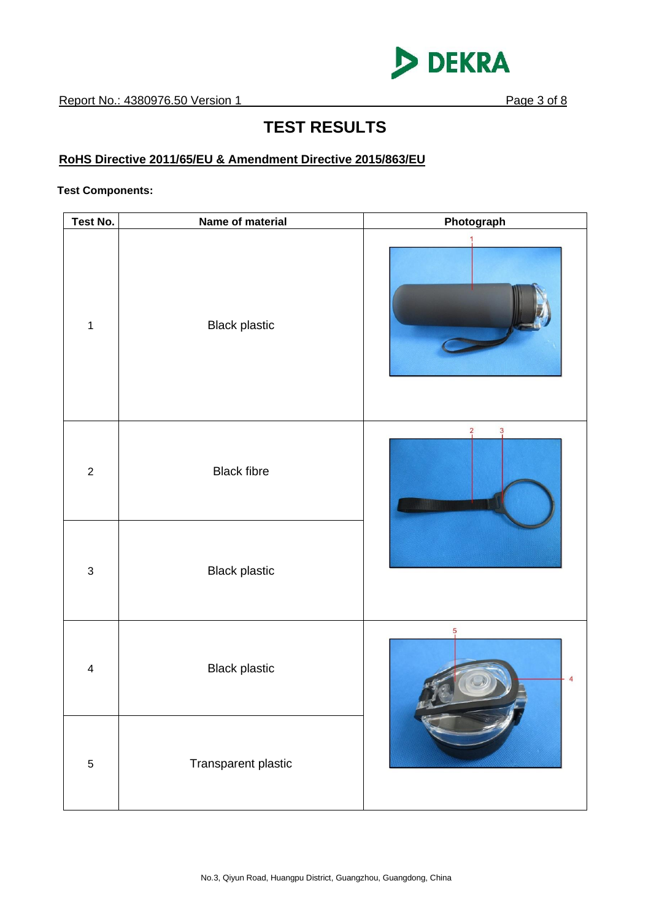# TEST RESULTS

**RoHS Directive 2011/65/EU & Amendment Directive 2015/863/EU**

**Test Components:**

| Test No. | Name of material | Photograph |
| --- | --- | --- |
| 1 | Black plastic | |
| 2 | Black fibre | |
| 3 | Black plastic | |
| 4 | Black plastic | |
| 5 | Transparent plastic | |

No.3, Qiyun Road, Huangpu District, Guangzhou, Guangdong, China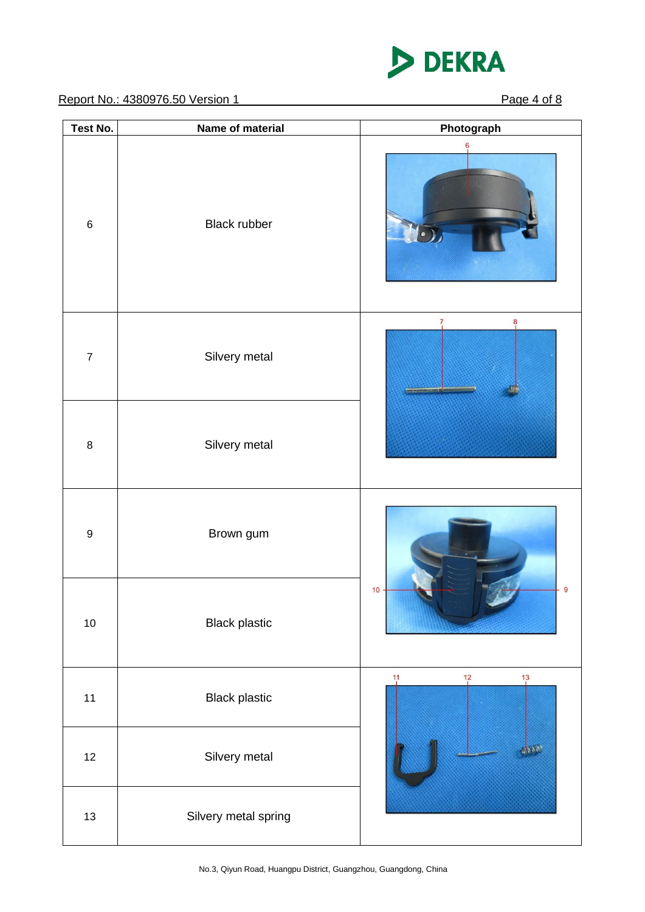Report No.: 4380976.50 Version 1

| Test No. | Name of material | Photograph |
|---|---|---|
| 6 | Black rubber | |
| 7 | Silvery metal | |
| 8 | Silvery metal | |
| 9 | Brown gum | |
| 10 | Black plastic | |
| 11 | Black plastic | |
| 12 | Silvery metal | |
| 13 | Silvery metal spring | |

No.3, Qiyun Road, Huangpu District, Guangzhou, Guangdong, China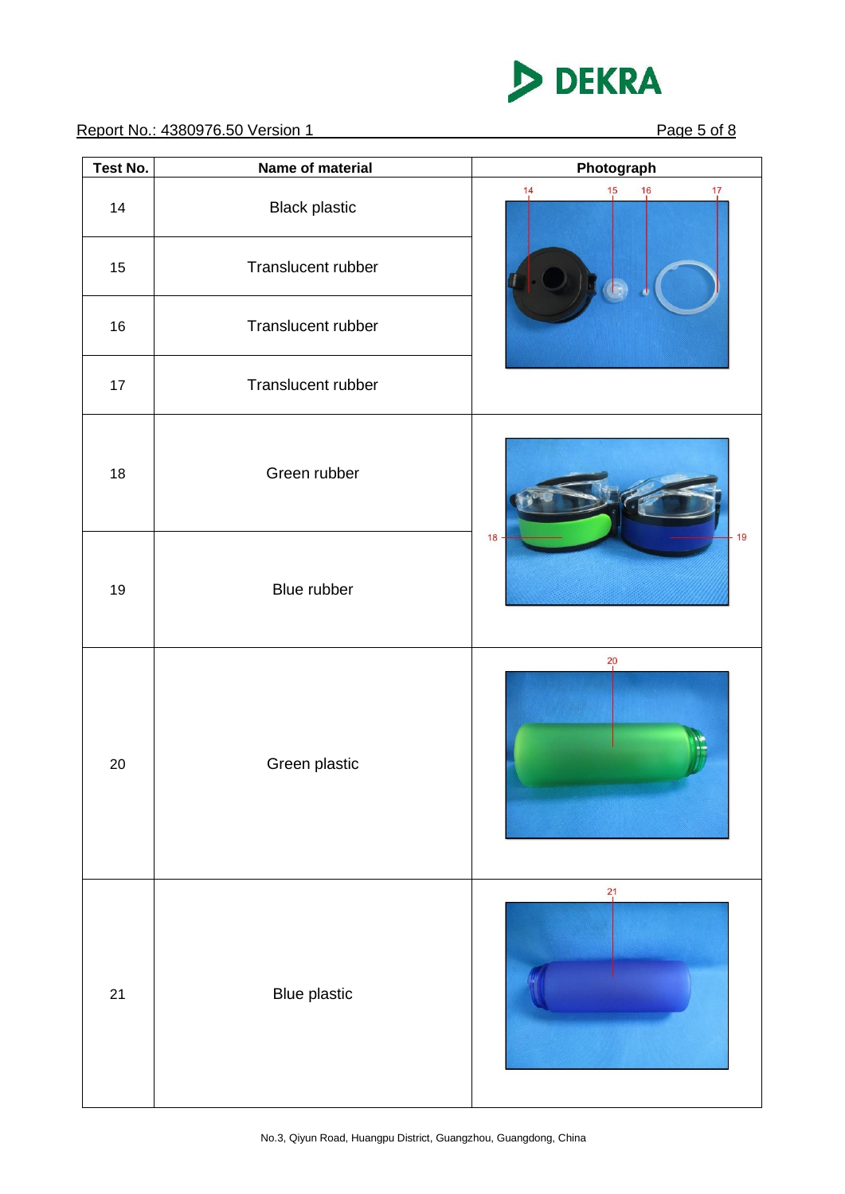| Test No. | Name of material | Photograph |
|---|---|---|
| 14 | Black plastic | |
| 15 | Translucent rubber | |
| 16 | Translucent rubber | |
| 17 | Translucent rubber | |
| 18 | Green rubber | |
| 19 | Blue rubber | |
| 20 | Green plastic | |
| 21 | Blue plastic | |

No.3, Qiyun Road, Huangpu District, Guangzhou, Guangdong, China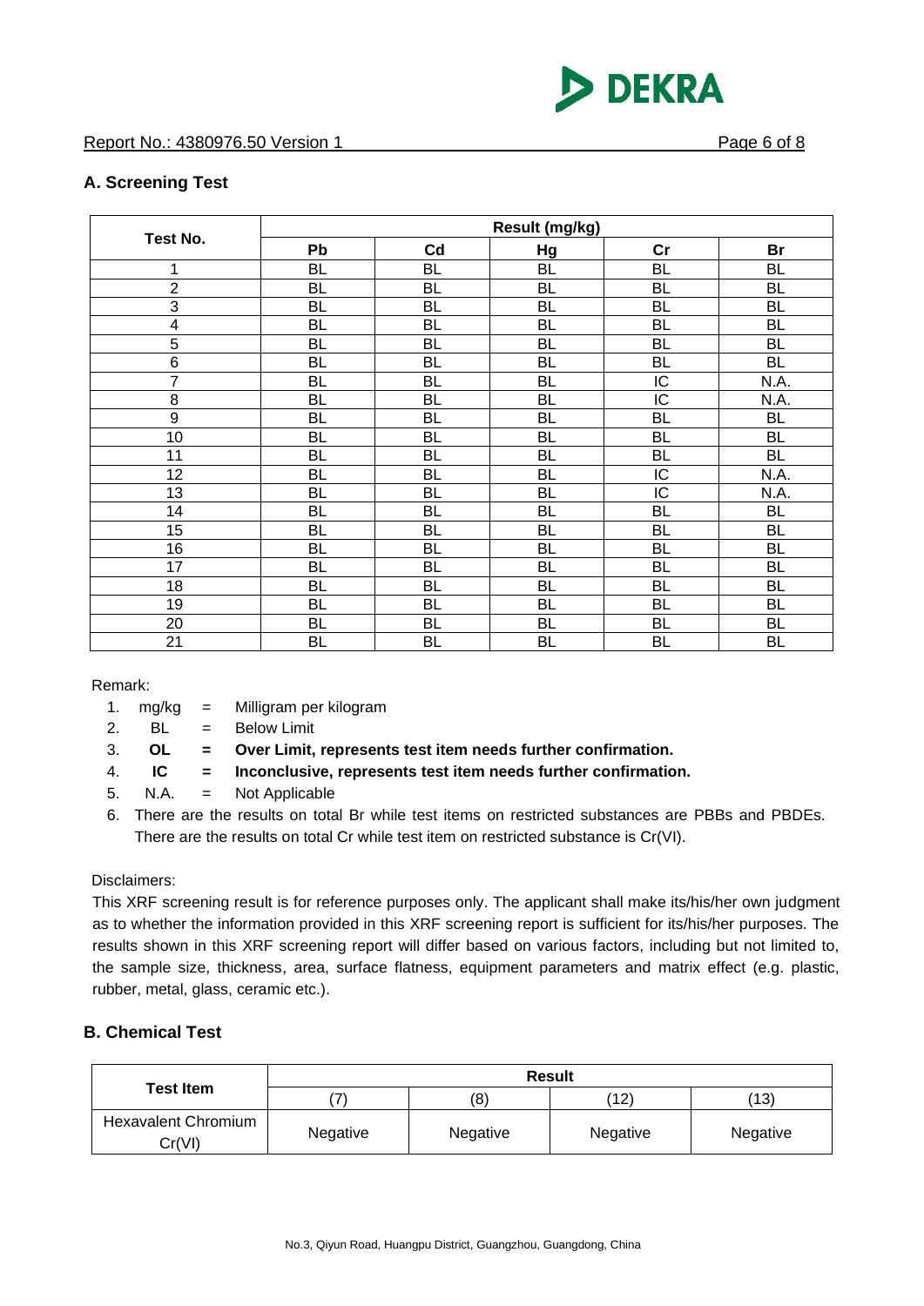## A. Screening Test

| Test No. | Result (mg/kg) | | | | |
|---|---|---|---|---|---|
| | Pb | Cd | Hg | Cr | Br |
| 1 | BL | BL | BL | BL | BL |
| 2 | BL | BL | BL | BL | BL |
| 3 | BL | BL | BL | BL | BL |
| 4 | BL | BL | BL | BL | BL |
| 5 | BL | BL | BL | BL | BL |
| 6 | BL | BL | BL | BL | BL |
| 7 | BL | BL | BL | IC | N.A. |
| 8 | BL | BL | BL | IC | N.A. |
| 9 | BL | BL | BL | BL | BL |
| 10 | BL | BL | BL | BL | BL |
| 11 | BL | BL | BL | BL | BL |
| 12 | BL | BL | BL | IC | N.A. |
| 13 | BL | BL | BL | IC | N.A. |
| 14 | BL | BL | BL | BL | BL |
| 15 | BL | BL | BL | BL | BL |
| 16 | BL | BL | BL | BL | BL |
| 17 | BL | BL | BL | BL | BL |
| 18 | BL | BL | BL | BL | BL |
| 19 | BL | BL | BL | BL | BL |
| 20 | BL | BL | BL | BL | BL |
| 21 | BL | BL | BL | BL | BL |

Remark:

1. mg/kg = Milligram per kilogram
2. BL = Below Limit
3. **OL = Over Limit, represents test item needs further confirmation.**
4. **IC = Inconclusive, represents test item needs further confirmation.**
5. N.A. = Not Applicable
6. There are the results on total Br while test items on restricted substances are PBBs and PBDEs. There are the results on total Cr while test item on restricted substance is Cr(VI).

Disclaimers:

This XRF screening result is for reference purposes only. The applicant shall make its/his/her own judgment as to whether the information provided in this XRF screening report is sufficient for its/his/her purposes. The results shown in this XRF screening report will differ based on various factors, including but not limited to, the sample size, thickness, area, surface flatness, equipment parameters and matrix effect (e.g. plastic, rubber, metal, glass, ceramic etc.).

## B. Chemical Test

| Test Item | Result | | | |
|---|---|---|---|---|
| | (7) | (8) | (12) | (13) |
| Hexavalent Chromium Cr(VI) | Negative | Negative | Negative | Negative |

No.3, Qiyun Road, Huangpu District, Guangzhou, Guangdong, China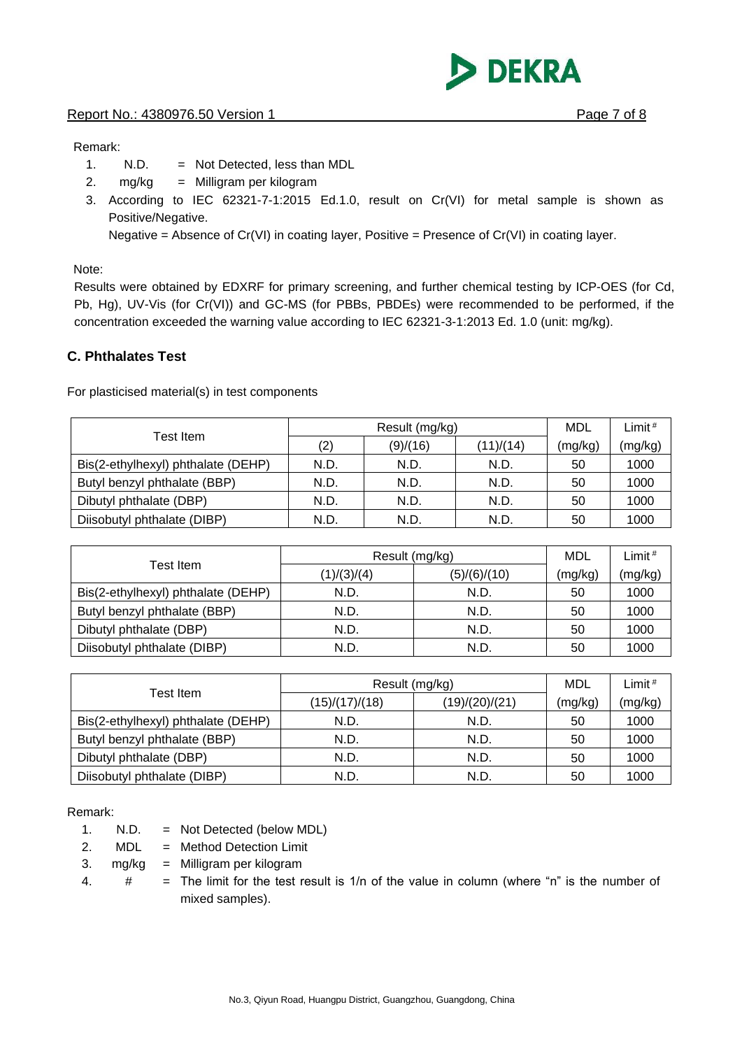Remark:

1. N.D. = Not Detected, less than MDL
2. mg/kg = Milligram per kilogram
3. According to IEC 62321-7-1:2015 Ed.1.0, result on Cr(VI) for metal sample is shown as Positive/Negative.
   Negative = Absence of Cr(VI) in coating layer, Positive = Presence of Cr(VI) in coating layer.

Note:

Results were obtained by EDXRF for primary screening, and further chemical testing by ICP-OES (for Cd, Pb, Hg), UV-Vis (for Cr(VI)) and GC-MS (for PBBs, PBDEs) were recommended to be performed, if the concentration exceeded the warning value according to IEC 62321-3-1:2013 Ed. 1.0 (unit: mg/kg).

## C. Phthalates Test

For plasticised material(s) in test components

| Test Item | Result (mg/kg) | | | MDL | Limit # |
|---|---|---|---|---|---|
| | (2) | (9)/(16) | (11)/(14) | (mg/kg) | (mg/kg) |
| Bis(2-ethylhexyl) phthalate (DEHP) | N.D. | N.D. | N.D. | 50 | 1000 |
| Butyl benzyl phthalate (BBP) | N.D. | N.D. | N.D. | 50 | 1000 |
| Dibutyl phthalate (DBP) | N.D. | N.D. | N.D. | 50 | 1000 |
| Diisobutyl phthalate (DIBP) | N.D. | N.D. | N.D. | 50 | 1000 |

| Test Item | Result (mg/kg) | | MDL | Limit # |
|---|---|---|---|---|
| | (1)/(3)/(4) | (5)/(6)/(10) | (mg/kg) | (mg/kg) |
| Bis(2-ethylhexyl) phthalate (DEHP) | N.D. | N.D. | 50 | 1000 |
| Butyl benzyl phthalate (BBP) | N.D. | N.D. | 50 | 1000 |
| Dibutyl phthalate (DBP) | N.D. | N.D. | 50 | 1000 |
| Diisobutyl phthalate (DIBP) | N.D. | N.D. | 50 | 1000 |

| Test Item | Result (mg/kg) | | MDL | Limit # |
|---|---|---|---|---|
| | (15)/(17)/(18) | (19)/(20)/(21) | (mg/kg) | (mg/kg) |
| Bis(2-ethylhexyl) phthalate (DEHP) | N.D. | N.D. | 50 | 1000 |
| Butyl benzyl phthalate (BBP) | N.D. | N.D. | 50 | 1000 |
| Dibutyl phthalate (DBP) | N.D. | N.D. | 50 | 1000 |
| Diisobutyl phthalate (DIBP) | N.D. | N.D. | 50 | 1000 |

Remark:

1. N.D. = Not Detected (below MDL)
2. MDL = Method Detection Limit
3. mg/kg = Milligram per kilogram
4. # = The limit for the test result is 1/n of the value in column (where "n" is the number of mixed samples).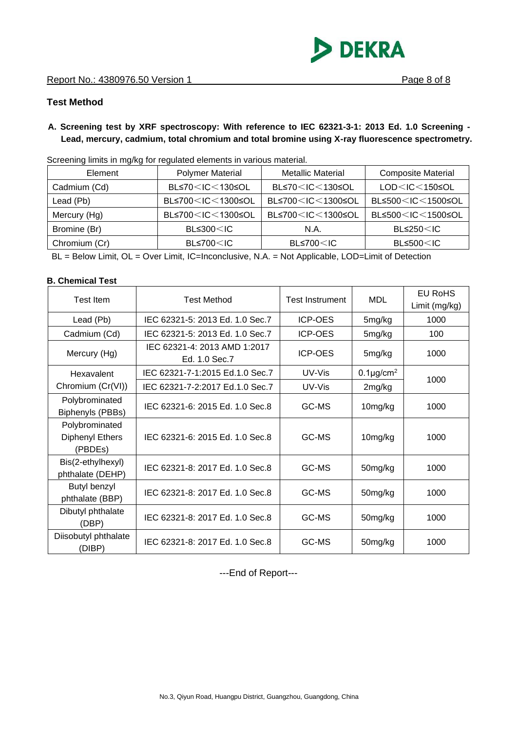## Test Method

**A. Screening test by XRF spectroscopy: With reference to IEC 62321-3-1: 2013 Ed. 1.0 Screening - Lead, mercury, cadmium, total chromium and total bromine using X-ray fluorescence spectrometry.**

Screening limits in mg/kg for regulated elements in various material.

| Element | Polymer Material | Metallic Material | Composite Material |
|---|---|---|---|
| Cadmium (Cd) | BL≤70＜IC＜130≤OL | BL≤70＜IC＜130≤OL | LOD＜IC＜150≤OL |
| Lead (Pb) | BL≤700＜IC＜1300≤OL | BL≤700＜IC＜1300≤OL | BL≤500＜IC＜1500≤OL |
| Mercury (Hg) | BL≤700＜IC＜1300≤OL | BL≤700＜IC＜1300≤OL | BL≤500＜IC＜1500≤OL |
| Bromine (Br) | BL≤300＜IC | N.A. | BL≤250＜IC |
| Chromium (Cr) | BL≤700＜IC | BL≤700＜IC | BL≤500＜IC |

BL = Below Limit, OL = Over Limit, IC=Inconclusive, N.A. = Not Applicable, LOD=Limit of Detection

**B. Chemical Test**

| Test Item | Test Method | Test Instrument | MDL | EU RoHS Limit (mg/kg) |
|---|---|---|---|---|
| Lead (Pb) | IEC 62321-5: 2013 Ed. 1.0 Sec.7 | ICP-OES | 5mg/kg | 1000 |
| Cadmium (Cd) | IEC 62321-5: 2013 Ed. 1.0 Sec.7 | ICP-OES | 5mg/kg | 100 |
| Mercury (Hg) | IEC 62321-4: 2013 AMD 1:2017 Ed. 1.0 Sec.7 | ICP-OES | 5mg/kg | 1000 |
| Hexavalent Chromium (Cr(VI)) | IEC 62321-7-1:2015 Ed.1.0 Sec.7 | UV-Vis | $0.1\mu g/cm^2$ | 1000 |
| | IEC 62321-7-2:2017 Ed.1.0 Sec.7 | UV-Vis | 2mg/kg | |
| Polybrominated Biphenyls (PBBs) | IEC 62321-6: 2015 Ed. 1.0 Sec.8 | GC-MS | 10mg/kg | 1000 |
| Polybrominated Diphenyl Ethers (PBDEs) | IEC 62321-6: 2015 Ed. 1.0 Sec.8 | GC-MS | 10mg/kg | 1000 |
| Bis(2-ethylhexyl) phthalate (DEHP) | IEC 62321-8: 2017 Ed. 1.0 Sec.8 | GC-MS | 50mg/kg | 1000 |
| Butyl benzyl phthalate (BBP) | IEC 62321-8: 2017 Ed. 1.0 Sec.8 | GC-MS | 50mg/kg | 1000 |
| Dibutyl phthalate (DBP) | IEC 62321-8: 2017 Ed. 1.0 Sec.8 | GC-MS | 50mg/kg | 1000 |
| Diisobutyl phthalate (DIBP) | IEC 62321-8: 2017 Ed. 1.0 Sec.8 | GC-MS | 50mg/kg | 1000 |

---End of Report---